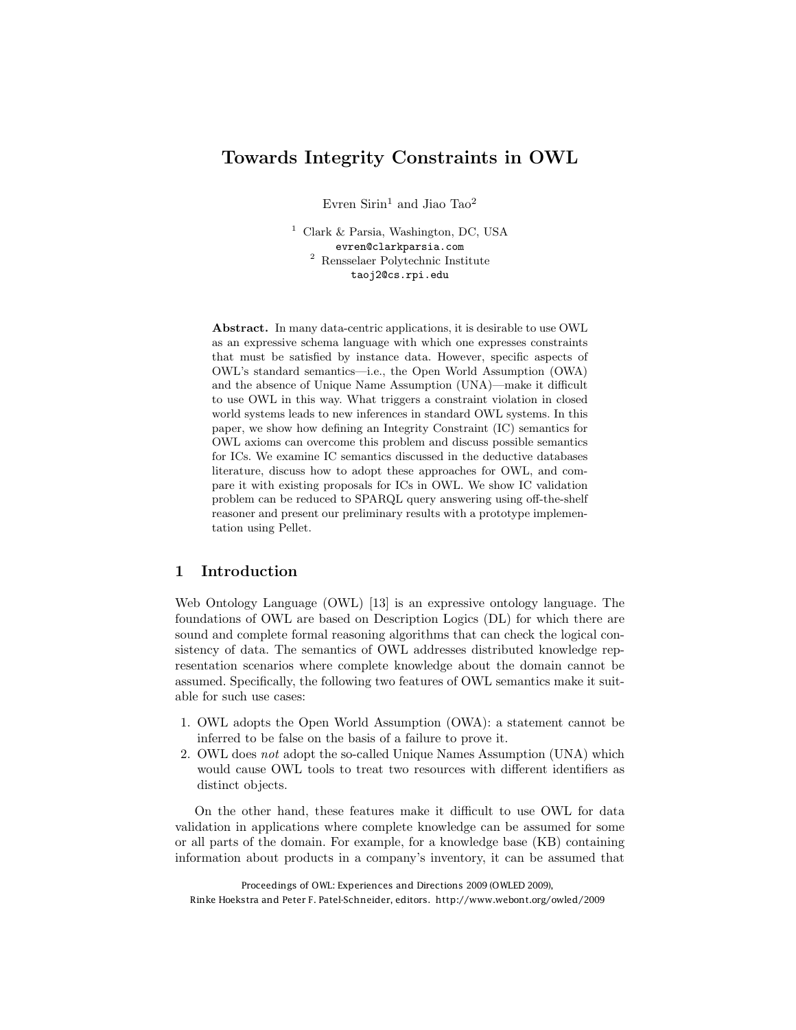# Towards Integrity Constraints in OWL

Evren Sirin[1] and Jiao Tao[2]

[1] Clark & Parsia, Washington, DC, USA
evren@clarkparsia.com
[2] Rensselaer Polytechnic Institute
taoj2@cs.rpi.edu

**Abstract.** In many data-centric applications, it is desirable to use OWL as an expressive schema language with which one expresses constraints that must be satisfied by instance data. However, specific aspects of OWL's standard semantics—i.e., the Open World Assumption (OWA) and the absence of Unique Name Assumption (UNA)—make it difficult to use OWL in this way. What triggers a constraint violation in closed world systems leads to new inferences in standard OWL systems. In this paper, we show how defining an Integrity Constraint (IC) semantics for OWL axioms can overcome this problem and discuss possible semantics for ICs. We examine IC semantics discussed in the deductive databases literature, discuss how to adopt these approaches for OWL, and compare it with existing proposals for ICs in OWL. We show IC validation problem can be reduced to SPARQL query answering using off-the-shelf reasoner and present our preliminary results with a prototype implementation using Pellet.

## 1 Introduction

Web Ontology Language (OWL) [13] is an expressive ontology language. The foundations of OWL are based on Description Logics (DL) for which there are sound and complete formal reasoning algorithms that can check the logical consistency of data. The semantics of OWL addresses distributed knowledge representation scenarios where complete knowledge about the domain cannot be assumed. Specifically, the following two features of OWL semantics make it suitable for such use cases:

1. OWL adopts the Open World Assumption (OWA): a statement cannot be inferred to be false on the basis of a failure to prove it.
2. OWL does *not* adopt the so-called Unique Names Assumption (UNA) which would cause OWL tools to treat two resources with different identifiers as distinct objects.

On the other hand, these features make it difficult to use OWL for data validation in applications where complete knowledge can be assumed for some or all parts of the domain. For example, for a knowledge base (KB) containing information about products in a company's inventory, it can be assumed that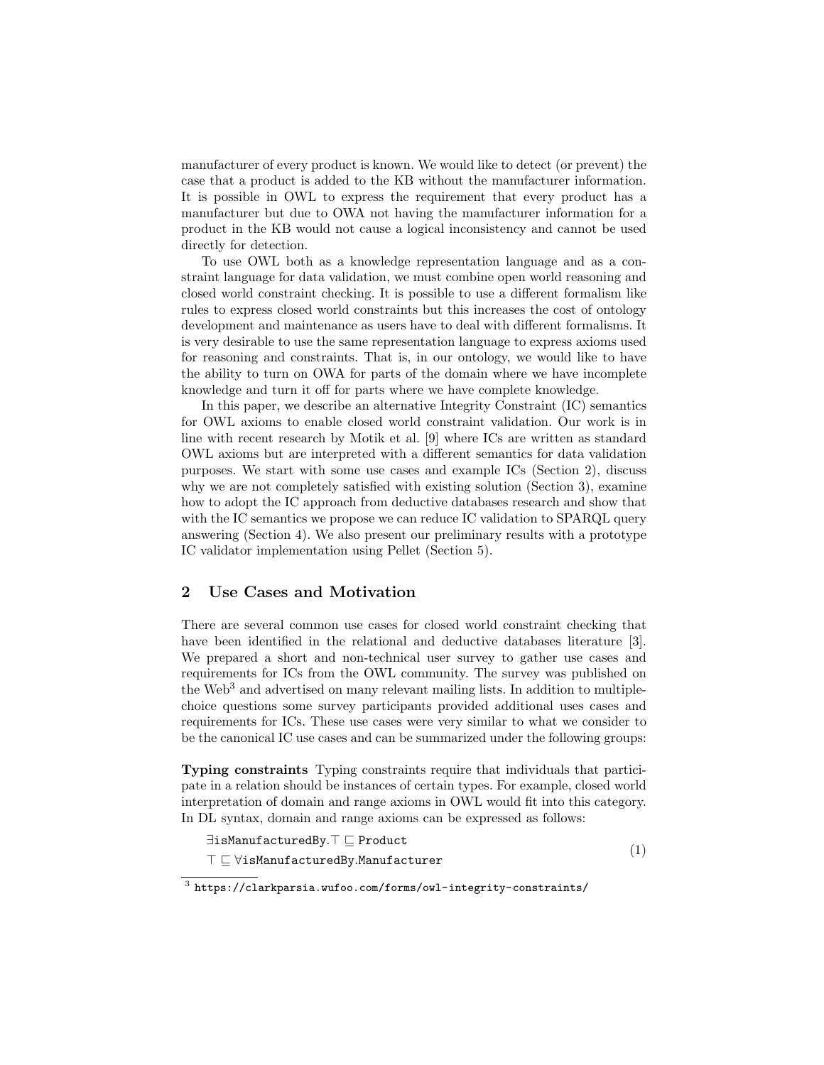manufacturer of every product is known. We would like to detect (or prevent) the case that a product is added to the KB without the manufacturer information. It is possible in OWL to express the requirement that every product has a manufacturer but due to OWA not having the manufacturer information for a product in the KB would not cause a logical inconsistency and cannot be used directly for detection.

To use OWL both as a knowledge representation language and as a constraint language for data validation, we must combine open world reasoning and closed world constraint checking. It is possible to use a different formalism like rules to express closed world constraints but this increases the cost of ontology development and maintenance as users have to deal with different formalisms. It is very desirable to use the same representation language to express axioms used for reasoning and constraints. That is, in our ontology, we would like to have the ability to turn on OWA for parts of the domain where we have incomplete knowledge and turn it off for parts where we have complete knowledge.

In this paper, we describe an alternative Integrity Constraint (IC) semantics for OWL axioms to enable closed world constraint validation. Our work is in line with recent research by Motik et al. [9] where ICs are written as standard OWL axioms but are interpreted with a different semantics for data validation purposes. We start with some use cases and example ICs (Section 2), discuss why we are not completely satisfied with existing solution (Section 3), examine how to adopt the IC approach from deductive databases research and show that with the IC semantics we propose we can reduce IC validation to SPARQL query answering (Section 4). We also present our preliminary results with a prototype IC validator implementation using Pellet (Section 5).

## 2 Use Cases and Motivation

There are several common use cases for closed world constraint checking that have been identified in the relational and deductive databases literature [3]. We prepared a short and non-technical user survey to gather use cases and requirements for ICs from the OWL community. The survey was published on the Web[3] and advertised on many relevant mailing lists. In addition to multiple-choice questions some survey participants provided additional uses cases and requirements for ICs. These use cases were very similar to what we consider to be the canonical IC use cases and can be summarized under the following groups:

**Typing constraints** Typing constraints require that individuals that participate in a relation should be instances of certain types. For example, closed world interpretation of domain and range axioms in OWL would fit into this category. In DL syntax, domain and range axioms can be expressed as follows:

$$\begin{aligned} &\exists \mathtt{isManufacturedBy}.\top \sqsubseteq \mathtt{Product} \\ &\top \sqsubseteq \forall \mathtt{isManufacturedBy}.\mathtt{Manufacturer} \end{aligned} \tag{1}$$

[3] https://clarkparsia.wufoo.com/forms/owl-integrity-constraints/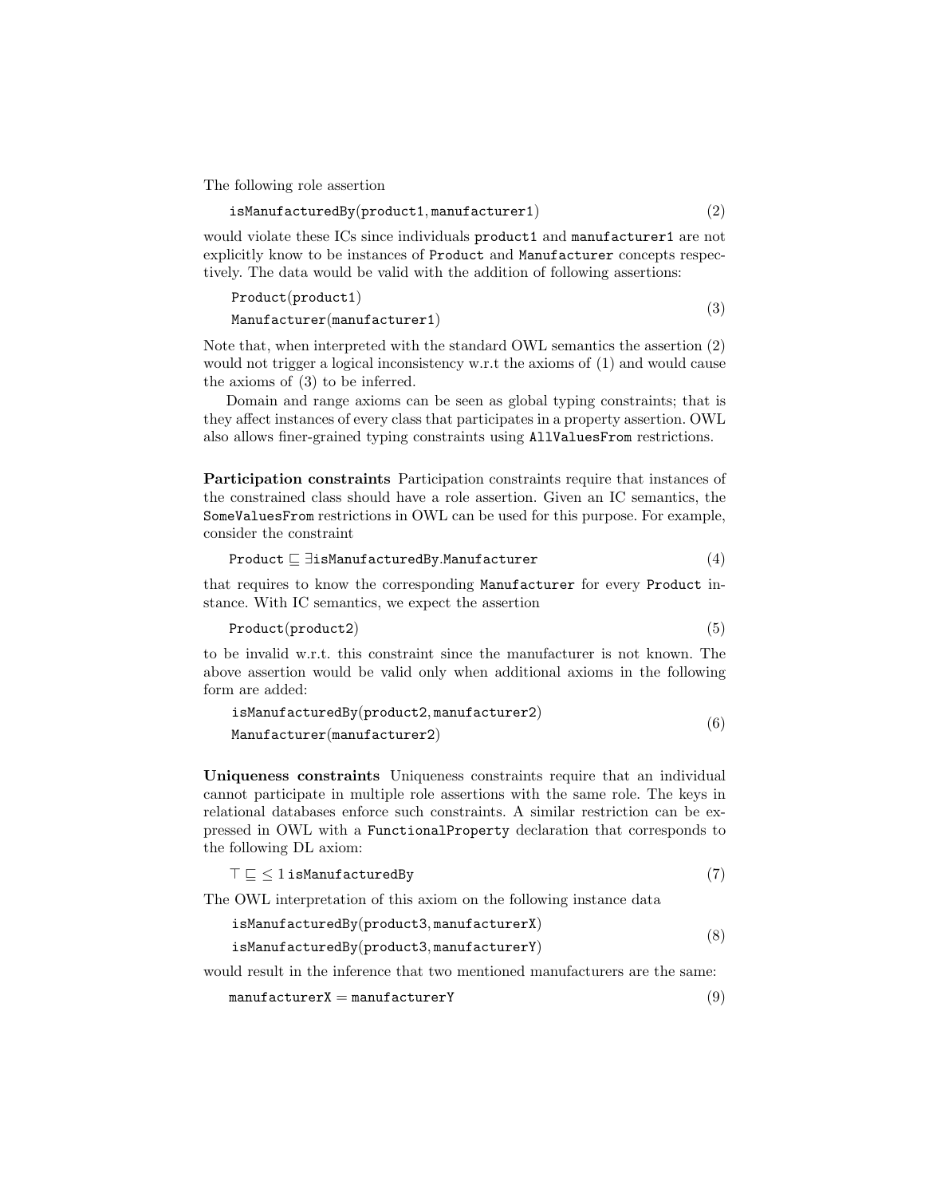The following role assertion

$$\texttt{isManufacturedBy}(\texttt{product1}, \texttt{manufacturer1}) \tag{2}$$

would violate these ICs since individuals `product1` and `manufacturer1` are not explicitly know to be instances of `Product` and `Manufacturer` concepts respectively. The data would be valid with the addition of following assertions:

$$\begin{aligned} &\texttt{Product}(\texttt{product1}) \\ &\texttt{Manufacturer}(\texttt{manufacturer1}) \end{aligned} \tag{3}$$

Note that, when interpreted with the standard OWL semantics the assertion (2) would not trigger a logical inconsistency w.r.t the axioms of (1) and would cause the axioms of (3) to be inferred.

Domain and range axioms can be seen as global typing constraints; that is they affect instances of every class that participates in a property assertion. OWL also allows finer-grained typing constraints using `AllValuesFrom` restrictions.

**Participation constraints** Participation constraints require that instances of the constrained class should have a role assertion. Given an IC semantics, the `SomeValuesFrom` restrictions in OWL can be used for this purpose. For example, consider the constraint

$$\texttt{Product} \sqsubseteq \exists \texttt{isManufacturedBy}.\texttt{Manufacturer} \tag{4}$$

that requires to know the corresponding `Manufacturer` for every `Product` instance. With IC semantics, we expect the assertion

$$\texttt{Product}(\texttt{product2}) \tag{5}$$

to be invalid w.r.t. this constraint since the manufacturer is not known. The above assertion would be valid only when additional axioms in the following form are added:

$$\begin{aligned} &\texttt{isManufacturedBy}(\texttt{product2}, \texttt{manufacturer2}) \\ &\texttt{Manufacturer}(\texttt{manufacturer2}) \end{aligned} \tag{6}$$

**Uniqueness constraints** Uniqueness constraints require that an individual cannot participate in multiple role assertions with the same role. The keys in relational databases enforce such constraints. A similar restriction can be expressed in OWL with a `FunctionalProperty` declaration that corresponds to the following DL axiom:

$$\top \sqsubseteq \leq 1\, \texttt{isManufacturedBy} \tag{7}$$

The OWL interpretation of this axiom on the following instance data

$$\begin{aligned} &\texttt{isManufacturedBy}(\texttt{product3}, \texttt{manufacturerX}) \\ &\texttt{isManufacturedBy}(\texttt{product3}, \texttt{manufacturerY}) \end{aligned} \tag{8}$$

would result in the inference that two mentioned manufacturers are the same:

$$\texttt{manufacturerX} = \texttt{manufacturerY} \tag{9}$$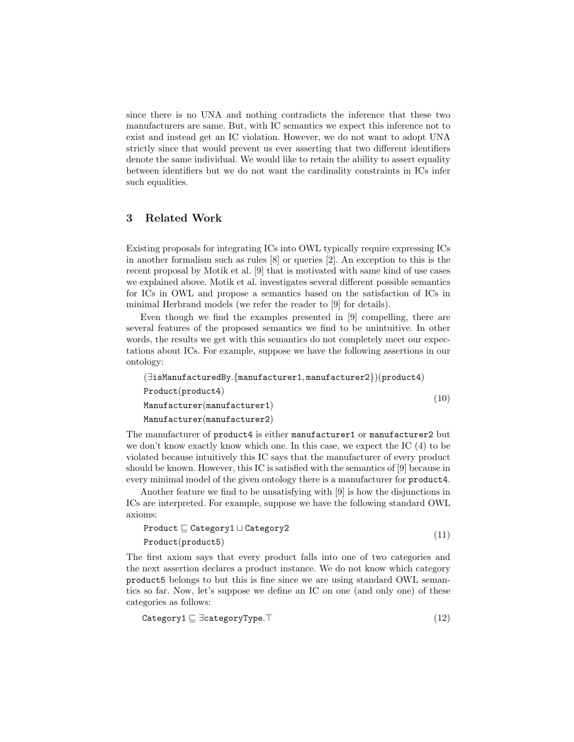since there is no UNA and nothing contradicts the inference that these two manufacturers are same. But, with IC semantics we expect this inference not to exist and instead get an IC violation. However, we do not want to adopt UNA strictly since that would prevent us ever asserting that two different identifiers denote the same individual. We would like to retain the ability to assert equality between identifiers but we do not want the cardinality constraints in ICs infer such equalities.

## 3 Related Work

Existing proposals for integrating ICs into OWL typically require expressing ICs in another formalism such as rules [8] or queries [2]. An exception to this is the recent proposal by Motik et al. [9] that is motivated with same kind of use cases we explained above. Motik et al. investigates several different possible semantics for ICs in OWL and propose a semantics based on the satisfaction of ICs in minimal Herbrand models (we refer the reader to [9] for details).

Even though we find the examples presented in [9] compelling, there are several features of the proposed semantics we find to be unintuitive. In other words, the results we get with this semantics do not completely meet our expectations about ICs. For example, suppose we have the following assertions in our ontology:

$$
\begin{aligned}
&(\exists \texttt{isManufacturedBy}.\{\texttt{manufacturer1}, \texttt{manufacturer2}\})(\texttt{product4}) \\
&\texttt{Product}(\texttt{product4}) \\
&\texttt{Manufacturer}(\texttt{manufacturer1}) \\
&\texttt{Manufacturer}(\texttt{manufacturer2})
\end{aligned}
\tag{10}
$$

The manufacturer of product4 is either manufacturer1 or manufacturer2 but we don't know exactly know which one. In this case, we expect the IC (4) to be violated because intuitively this IC says that the manufacturer of every product should be known. However, this IC is satisfied with the semantics of [9] because in every minimal model of the given ontology there is a manufacturer for product4.

Another feature we find to be unsatisfying with [9] is how the disjunctions in ICs are interpreted. For example, suppose we have the following standard OWL axioms:

$$
\begin{aligned}
&\texttt{Product} \sqsubseteq \texttt{Category1} \sqcup \texttt{Category2} \\
&\texttt{Product}(\texttt{product5})
\end{aligned}
\tag{11}
$$

The first axiom says that every product falls into one of two categories and the next assertion declares a product instance. We do not know which category product5 belongs to but this is fine since we are using standard OWL semantics so far. Now, let's suppose we define an IC on one (and only one) of these categories as follows:

$$
\texttt{Category1} \sqsubseteq \exists \texttt{categoryType}.\top \tag{12}
$$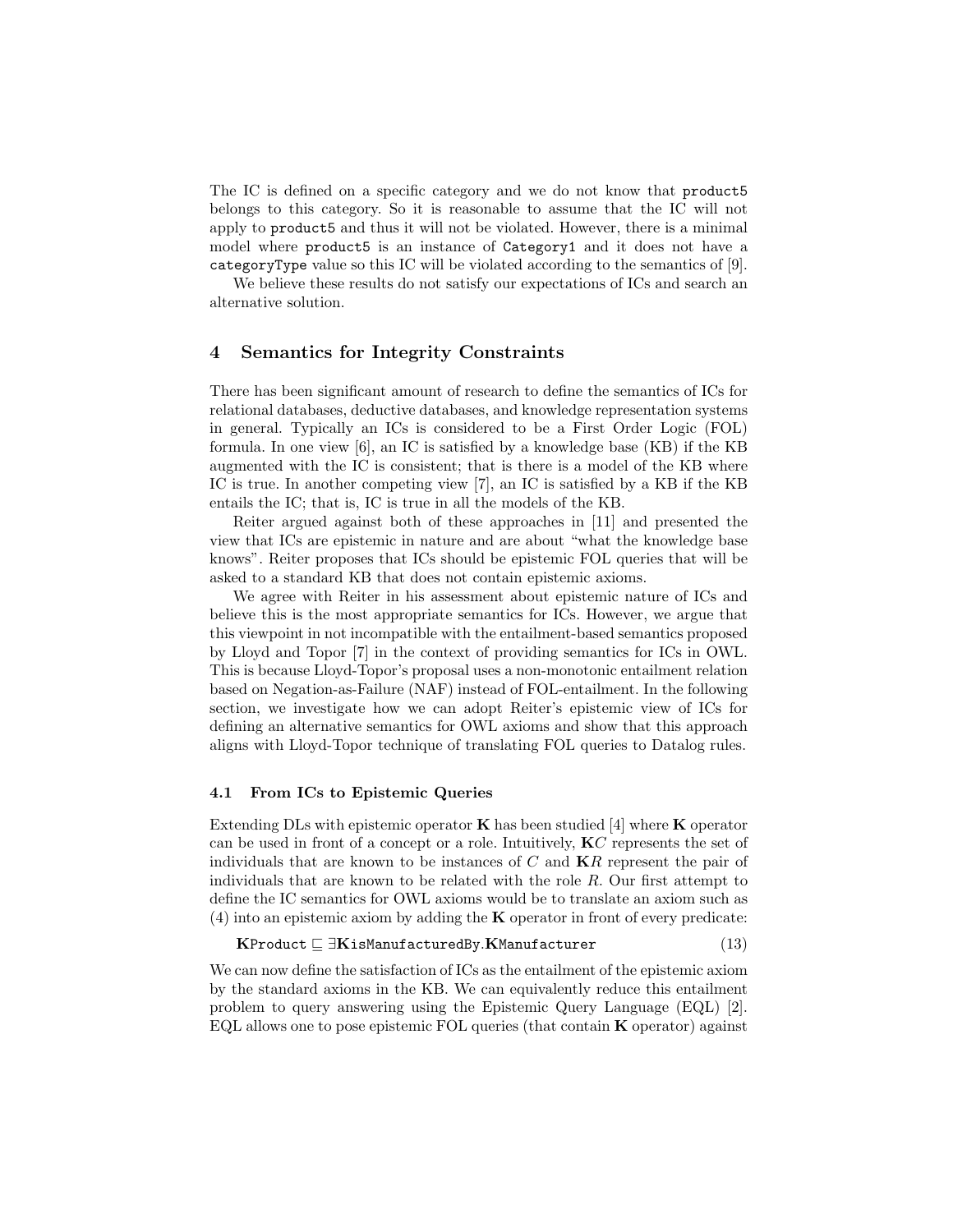The IC is defined on a specific category and we do not know that `product5` belongs to this category. So it is reasonable to assume that the IC will not apply to `product5` and thus it will not be violated. However, there is a minimal model where `product5` is an instance of `Category1` and it does not have a `categoryType` value so this IC will be violated according to the semantics of [9].

We believe these results do not satisfy our expectations of ICs and search an alternative solution.

## 4 Semantics for Integrity Constraints

There has been significant amount of research to define the semantics of ICs for relational databases, deductive databases, and knowledge representation systems in general. Typically an ICs is considered to be a First Order Logic (FOL) formula. In one view [6], an IC is satisfied by a knowledge base (KB) if the KB augmented with the IC is consistent; that is there is a model of the KB where IC is true. In another competing view [7], an IC is satisfied by a KB if the KB entails the IC; that is, IC is true in all the models of the KB.

Reiter argued against both of these approaches in [11] and presented the view that ICs are epistemic in nature and are about "what the knowledge base knows". Reiter proposes that ICs should be epistemic FOL queries that will be asked to a standard KB that does not contain epistemic axioms.

We agree with Reiter in his assessment about epistemic nature of ICs and believe this is the most appropriate semantics for ICs. However, we argue that this viewpoint in not incompatible with the entailment-based semantics proposed by Lloyd and Topor [7] in the context of providing semantics for ICs in OWL. This is because Lloyd-Topor's proposal uses a non-monotonic entailment relation based on Negation-as-Failure (NAF) instead of FOL-entailment. In the following section, we investigate how we can adopt Reiter's epistemic view of ICs for defining an alternative semantics for OWL axioms and show that this approach aligns with Lloyd-Topor technique of translating FOL queries to Datalog rules.

### 4.1 From ICs to Epistemic Queries

Extending DLs with epistemic operator $\mathbf{K}$ has been studied [4] where $\mathbf{K}$ operator can be used in front of a concept or a role. Intuitively, $\mathbf{K}C$ represents the set of individuals that are known to be instances of $C$ and $\mathbf{K}R$ represent the pair of individuals that are known to be related with the role $R$. Our first attempt to define the IC semantics for OWL axioms would be to translate an axiom such as (4) into an epistemic axiom by adding the $\mathbf{K}$ operator in front of every predicate:

$$\mathbf{K}\texttt{Product} \sqsubseteq \exists \mathbf{K}\texttt{isManufacturedBy}.\mathbf{K}\texttt{Manufacturer} \tag{13}$$

We can now define the satisfaction of ICs as the entailment of the epistemic axiom by the standard axioms in the KB. We can equivalently reduce this entailment problem to query answering using the Epistemic Query Language (EQL) [2]. EQL allows one to pose epistemic FOL queries (that contain $\mathbf{K}$ operator) against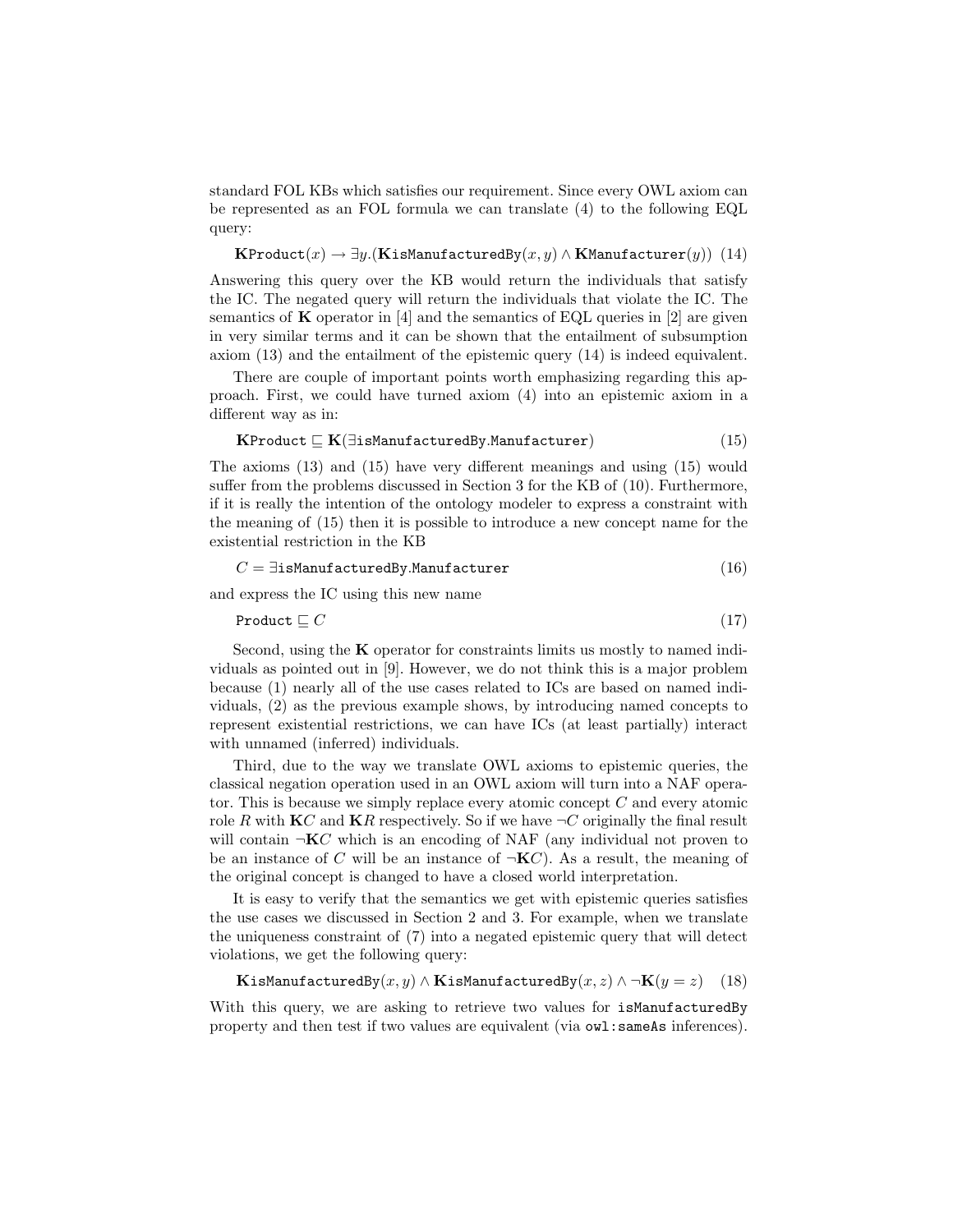standard FOL KBs which satisfies our requirement. Since every OWL axiom can be represented as an FOL formula we can translate (4) to the following EQL query:

$$\mathbf{K}\texttt{Product}(x) \rightarrow \exists y.(\mathbf{K}\texttt{isManufacturedBy}(x, y) \wedge \mathbf{K}\texttt{Manufacturer}(y)) \quad (14)$$

Answering this query over the KB would return the individuals that satisfy the IC. The negated query will return the individuals that violate the IC. The semantics of $\mathbf{K}$ operator in [4] and the semantics of EQL queries in [2] are given in very similar terms and it can be shown that the entailment of subsumption axiom (13) and the entailment of the epistemic query (14) is indeed equivalent.

There are couple of important points worth emphasizing regarding this approach. First, we could have turned axiom (4) into an epistemic axiom in a different way as in:

$$\mathbf{K}\texttt{Product} \sqsubseteq \mathbf{K}(\exists \texttt{isManufacturedBy}.\texttt{Manufacturer}) \quad (15)$$

The axioms (13) and (15) have very different meanings and using (15) would suffer from the problems discussed in Section 3 for the KB of (10). Furthermore, if it is really the intention of the ontology modeler to express a constraint with the meaning of (15) then it is possible to introduce a new concept name for the existential restriction in the KB

$$C = \exists \texttt{isManufacturedBy}.\texttt{Manufacturer} \quad (16)$$

and express the IC using this new name

$$\texttt{Product} \sqsubseteq C \quad (17)$$

Second, using the $\mathbf{K}$ operator for constraints limits us mostly to named individuals as pointed out in [9]. However, we do not think this is a major problem because (1) nearly all of the use cases related to ICs are based on named individuals, (2) as the previous example shows, by introducing named concepts to represent existential restrictions, we can have ICs (at least partially) interact with unnamed (inferred) individuals.

Third, due to the way we translate OWL axioms to epistemic queries, the classical negation operation used in an OWL axiom will turn into a NAF operator. This is because we simply replace every atomic concept $C$ and every atomic role $R$ with $\mathbf{K}C$ and $\mathbf{K}R$ respectively. So if we have $\neg C$ originally the final result will contain $\neg\mathbf{K}C$ which is an encoding of NAF (any individual not proven to be an instance of $C$ will be an instance of $\neg\mathbf{K}C$). As a result, the meaning of the original concept is changed to have a closed world interpretation.

It is easy to verify that the semantics we get with epistemic queries satisfies the use cases we discussed in Section 2 and 3. For example, when we translate the uniqueness constraint of (7) into a negated epistemic query that will detect violations, we get the following query:

$$\mathbf{K}\texttt{isManufacturedBy}(x, y) \wedge \mathbf{K}\texttt{isManufacturedBy}(x, z) \wedge \neg\mathbf{K}(y = z) \quad (18)$$

With this query, we are asking to retrieve two values for `isManufacturedBy` property and then test if two values are equivalent (via `owl:sameAs` inferences).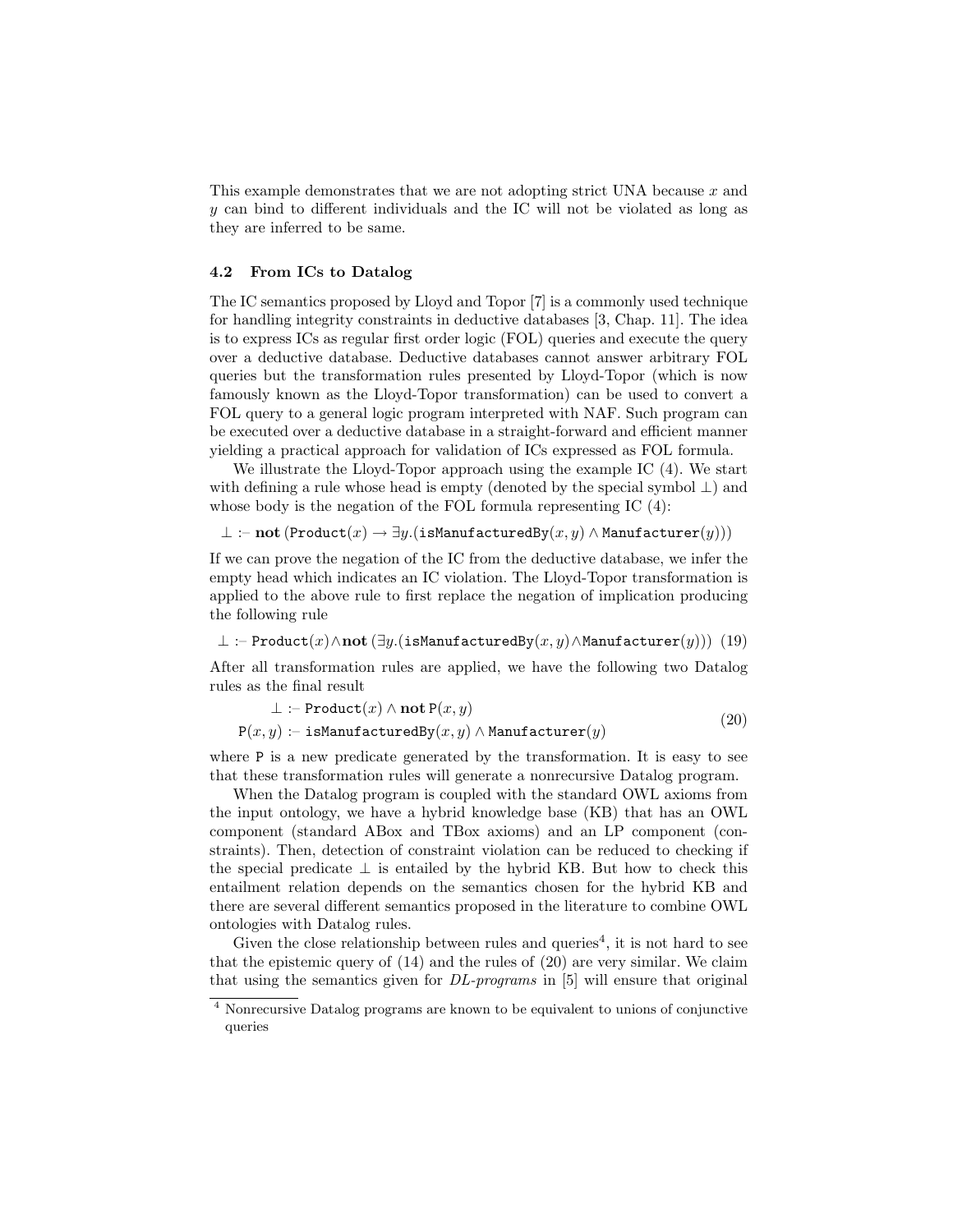This example demonstrates that we are not adopting strict UNA because $x$ and $y$ can bind to different individuals and the IC will not be violated as long as they are inferred to be same.

### 4.2 From ICs to Datalog

The IC semantics proposed by Lloyd and Topor [7] is a commonly used technique for handling integrity constraints in deductive databases [3, Chap. 11]. The idea is to express ICs as regular first order logic (FOL) queries and execute the query over a deductive database. Deductive databases cannot answer arbitrary FOL queries but the transformation rules presented by Lloyd-Topor (which is now famously known as the Lloyd-Topor transformation) can be used to convert a FOL query to a general logic program interpreted with NAF. Such program can be executed over a deductive database in a straight-forward and efficient manner yielding a practical approach for validation of ICs expressed as FOL formula.

We illustrate the Lloyd-Topor approach using the example IC (4). We start with defining a rule whose head is empty (denoted by the special symbol $\bot$) and whose body is the negation of the FOL formula representing IC (4):

$$\bot \text{ :- } \textbf{not}\,(\texttt{Product}(x) \rightarrow \exists y.(\texttt{isManufacturedBy}(x,y) \wedge \texttt{Manufacturer}(y)))$$

If we can prove the negation of the IC from the deductive database, we infer the empty head which indicates an IC violation. The Lloyd-Topor transformation is applied to the above rule to first replace the negation of implication producing the following rule

$$\bot \text{ :- } \texttt{Product}(x) \wedge \textbf{not}\,(\exists y.(\texttt{isManufacturedBy}(x,y) \wedge \texttt{Manufacturer}(y))) \quad (19)$$

After all transformation rules are applied, we have the following two Datalog rules as the final result

$$\begin{aligned} \bot &\text{ :- } \texttt{Product}(x) \wedge \textbf{not}\,\texttt{P}(x,y) \\ \texttt{P}(x,y) &\text{ :- } \texttt{isManufacturedBy}(x,y) \wedge \texttt{Manufacturer}(y) \end{aligned} \quad (20)$$

where P is a new predicate generated by the transformation. It is easy to see that these transformation rules will generate a nonrecursive Datalog program.

When the Datalog program is coupled with the standard OWL axioms from the input ontology, we have a hybrid knowledge base (KB) that has an OWL component (standard ABox and TBox axioms) and an LP component (constraints). Then, detection of constraint violation can be reduced to checking if the special predicate $\bot$ is entailed by the hybrid KB. But how to check this entailment relation depends on the semantics chosen for the hybrid KB and there are several different semantics proposed in the literature to combine OWL ontologies with Datalog rules.

Given the close relationship between rules and queries[4], it is not hard to see that the epistemic query of (14) and the rules of (20) are very similar. We claim that using the semantics given for *DL-programs* in [5] will ensure that original

[4] Nonrecursive Datalog programs are known to be equivalent to unions of conjunctive queries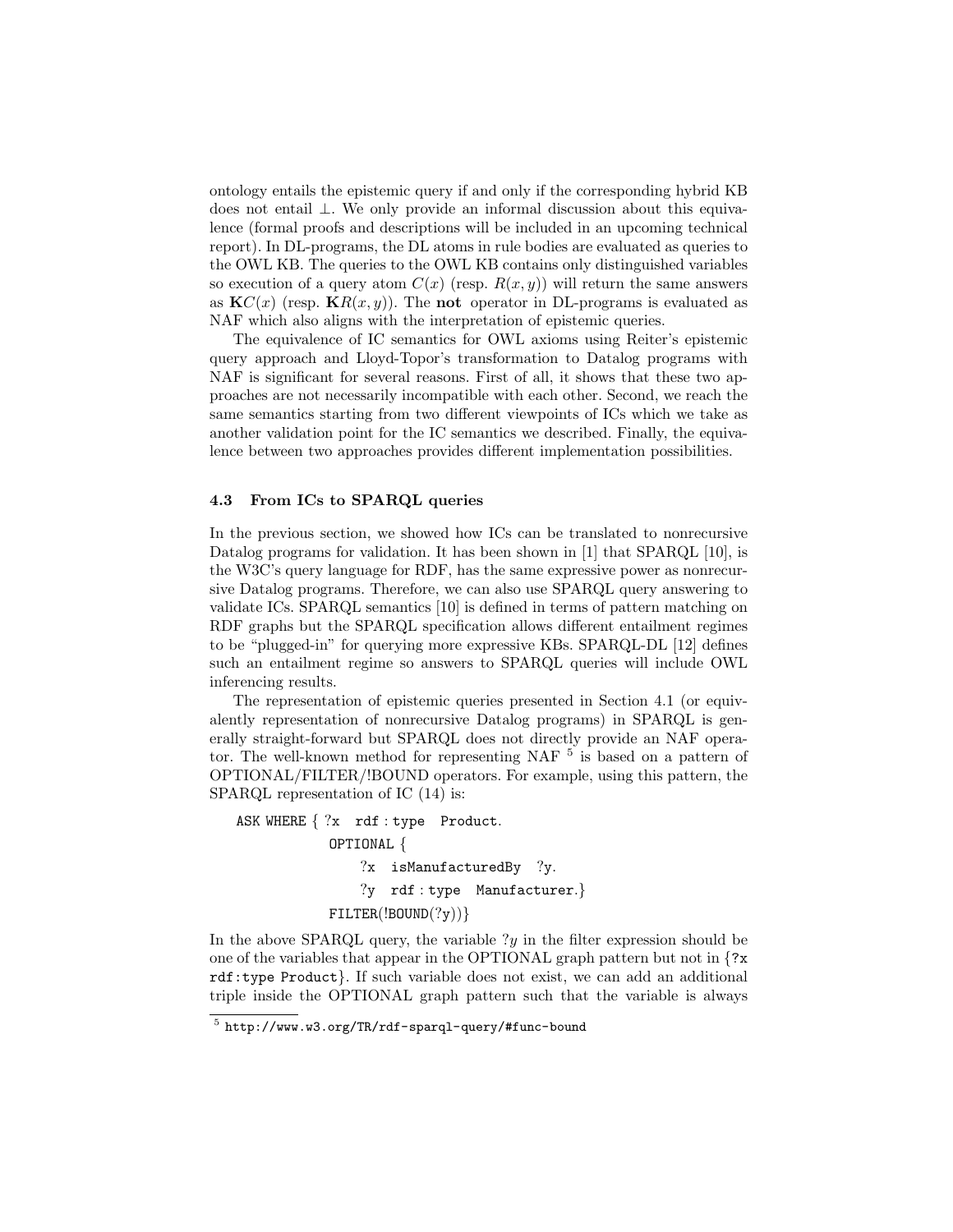ontology entails the epistemic query if and only if the corresponding hybrid KB does not entail $\bot$. We only provide an informal discussion about this equivalence (formal proofs and descriptions will be included in an upcoming technical report). In DL-programs, the DL atoms in rule bodies are evaluated as queries to the OWL KB. The queries to the OWL KB contains only distinguished variables so execution of a query atom $C(x)$ (resp. $R(x, y)$) will return the same answers as $\mathbf{K}C(x)$ (resp. $\mathbf{K}R(x, y)$). The **not** operator in DL-programs is evaluated as NAF which also aligns with the interpretation of epistemic queries.

The equivalence of IC semantics for OWL axioms using Reiter's epistemic query approach and Lloyd-Topor's transformation to Datalog programs with NAF is significant for several reasons. First of all, it shows that these two approaches are not necessarily incompatible with each other. Second, we reach the same semantics starting from two different viewpoints of ICs which we take as another validation point for the IC semantics we described. Finally, the equivalence between two approaches provides different implementation possibilities.

### 4.3 From ICs to SPARQL queries

In the previous section, we showed how ICs can be translated to nonrecursive Datalog programs for validation. It has been shown in [1] that SPARQL [10], is the W3C's query language for RDF, has the same expressive power as nonrecursive Datalog programs. Therefore, we can also use SPARQL query answering to validate ICs. SPARQL semantics [10] is defined in terms of pattern matching on RDF graphs but the SPARQL specification allows different entailment regimes to be "plugged-in" for querying more expressive KBs. SPARQL-DL [12] defines such an entailment regime so answers to SPARQL queries will include OWL inferencing results.

The representation of epistemic queries presented in Section 4.1 (or equivalently representation of nonrecursive Datalog programs) in SPARQL is generally straight-forward but SPARQL does not directly provide an NAF operator. The well-known method for representing NAF [5] is based on a pattern of OPTIONAL/FILTER/!BOUND operators. For example, using this pattern, the SPARQL representation of IC (14) is:

```
ASK WHERE { ?x  rdf:type  Product.
            OPTIONAL {
                ?x  isManufacturedBy  ?y.
                ?y  rdf:type  Manufacturer.}
            FILTER(!BOUND(?y))}
```

In the above SPARQL query, the variable $?y$ in the filter expression should be one of the variables that appear in the OPTIONAL graph pattern but not in {?x rdf:type Product}. If such variable does not exist, we can add an additional triple inside the OPTIONAL graph pattern such that the variable is always

[5] http://www.w3.org/TR/rdf-sparql-query/#func-bound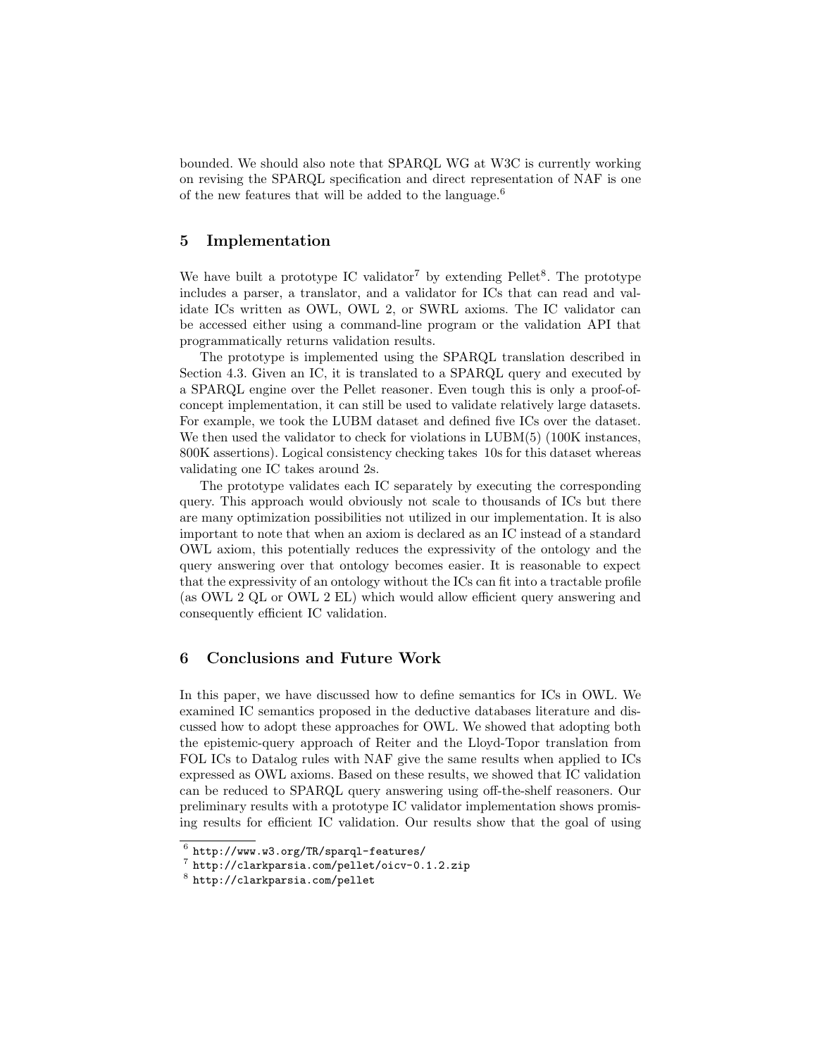bounded. We should also note that SPARQL WG at W3C is currently working on revising the SPARQL specification and direct representation of NAF is one of the new features that will be added to the language.[6]

## 5 Implementation

We have built a prototype IC validator[7] by extending Pellet[8]. The prototype includes a parser, a translator, and a validator for ICs that can read and validate ICs written as OWL, OWL 2, or SWRL axioms. The IC validator can be accessed either using a command-line program or the validation API that programmatically returns validation results.

The prototype is implemented using the SPARQL translation described in Section 4.3. Given an IC, it is translated to a SPARQL query and executed by a SPARQL engine over the Pellet reasoner. Even tough this is only a proof-of-concept implementation, it can still be used to validate relatively large datasets. For example, we took the LUBM dataset and defined five ICs over the dataset. We then used the validator to check for violations in LUBM(5) (100K instances, 800K assertions). Logical consistency checking takes 10s for this dataset whereas validating one IC takes around 2s.

The prototype validates each IC separately by executing the corresponding query. This approach would obviously not scale to thousands of ICs but there are many optimization possibilities not utilized in our implementation. It is also important to note that when an axiom is declared as an IC instead of a standard OWL axiom, this potentially reduces the expressivity of the ontology and the query answering over that ontology becomes easier. It is reasonable to expect that the expressivity of an ontology without the ICs can fit into a tractable profile (as OWL 2 QL or OWL 2 EL) which would allow efficient query answering and consequently efficient IC validation.

## 6 Conclusions and Future Work

In this paper, we have discussed how to define semantics for ICs in OWL. We examined IC semantics proposed in the deductive databases literature and discussed how to adopt these approaches for OWL. We showed that adopting both the epistemic-query approach of Reiter and the Lloyd-Topor translation from FOL ICs to Datalog rules with NAF give the same results when applied to ICs expressed as OWL axioms. Based on these results, we showed that IC validation can be reduced to SPARQL query answering using off-the-shelf reasoners. Our preliminary results with a prototype IC validator implementation shows promising results for efficient IC validation. Our results show that the goal of using

[6] http://www.w3.org/TR/sparql-features/

[7] http://clarkparsia.com/pellet/oicv-0.1.2.zip

[8] http://clarkparsia.com/pellet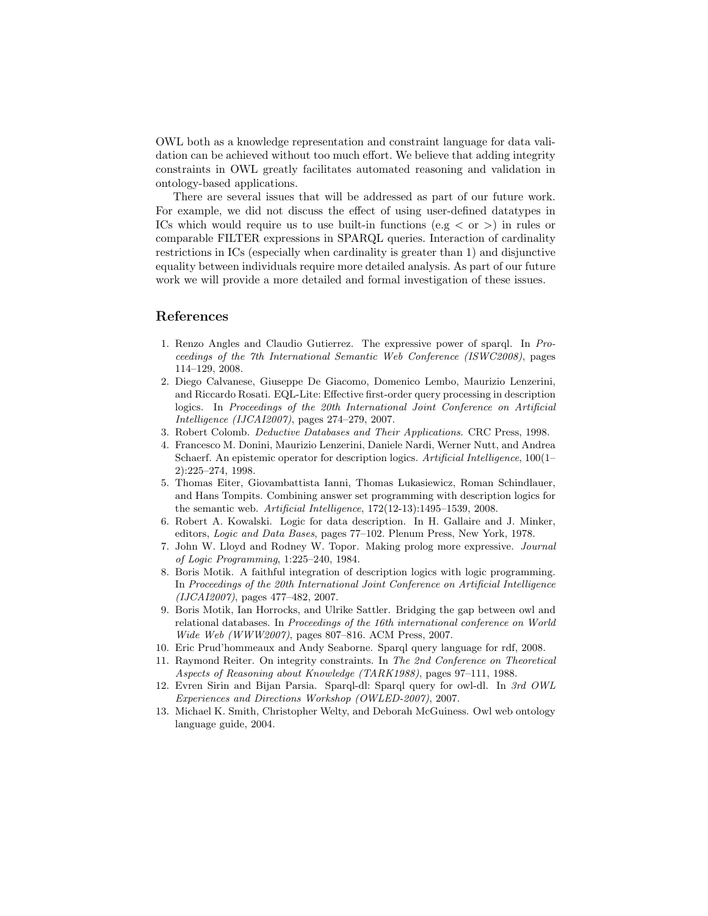OWL both as a knowledge representation and constraint language for data validation can be achieved without too much effort. We believe that adding integrity constraints in OWL greatly facilitates automated reasoning and validation in ontology-based applications.

There are several issues that will be addressed as part of our future work. For example, we did not discuss the effect of using user-defined datatypes in ICs which would require us to use built-in functions (e.g $<$ or $>$) in rules or comparable FILTER expressions in SPARQL queries. Interaction of cardinality restrictions in ICs (especially when cardinality is greater than 1) and disjunctive equality between individuals require more detailed analysis. As part of our future work we will provide a more detailed and formal investigation of these issues.

## References

1. Renzo Angles and Claudio Gutierrez. The expressive power of sparql. In *Proceedings of the 7th International Semantic Web Conference (ISWC2008)*, pages 114–129, 2008.
2. Diego Calvanese, Giuseppe De Giacomo, Domenico Lembo, Maurizio Lenzerini, and Riccardo Rosati. EQL-Lite: Effective first-order query processing in description logics. In *Proceedings of the 20th International Joint Conference on Artificial Intelligence (IJCAI2007)*, pages 274–279, 2007.
3. Robert Colomb. *Deductive Databases and Their Applications*. CRC Press, 1998.
4. Francesco M. Donini, Maurizio Lenzerini, Daniele Nardi, Werner Nutt, and Andrea Schaerf. An epistemic operator for description logics. *Artificial Intelligence*, 100(1–2):225–274, 1998.
5. Thomas Eiter, Giovambattista Ianni, Thomas Lukasiewicz, Roman Schindlauer, and Hans Tompits. Combining answer set programming with description logics for the semantic web. *Artificial Intelligence*, 172(12-13):1495–1539, 2008.
6. Robert A. Kowalski. Logic for data description. In H. Gallaire and J. Minker, editors, *Logic and Data Bases*, pages 77–102. Plenum Press, New York, 1978.
7. John W. Lloyd and Rodney W. Topor. Making prolog more expressive. *Journal of Logic Programming*, 1:225–240, 1984.
8. Boris Motik. A faithful integration of description logics with logic programming. In *Proceedings of the 20th International Joint Conference on Artificial Intelligence (IJCAI2007)*, pages 477–482, 2007.
9. Boris Motik, Ian Horrocks, and Ulrike Sattler. Bridging the gap between owl and relational databases. In *Proceedings of the 16th international conference on World Wide Web (WWW2007)*, pages 807–816. ACM Press, 2007.
10. Eric Prud'hommeaux and Andy Seaborne. Sparql query language for rdf, 2008.
11. Raymond Reiter. On integrity constraints. In *The 2nd Conference on Theoretical Aspects of Reasoning about Knowledge (TARK1988)*, pages 97–111, 1988.
12. Evren Sirin and Bijan Parsia. Sparql-dl: Sparql query for owl-dl. In *3rd OWL Experiences and Directions Workshop (OWLED-2007)*, 2007.
13. Michael K. Smith, Christopher Welty, and Deborah McGuiness. Owl web ontology language guide, 2004.